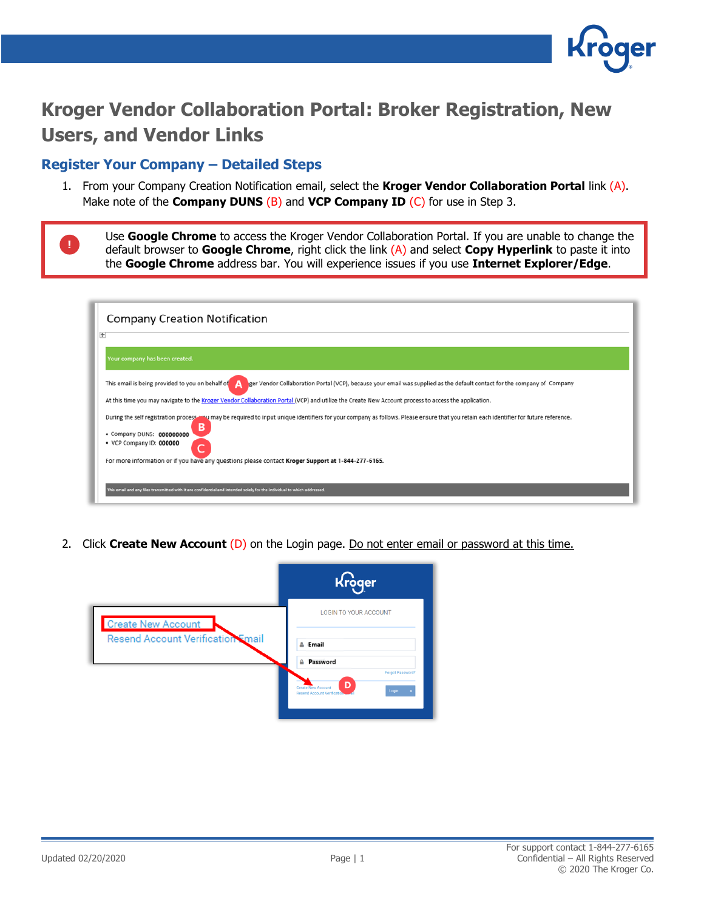# Kroger Vendor Collaboration Portal: Broker Registration, New Users, and Vendor Links

## Register Your Company – Detailed Steps

1. From your Company Creation Notification email, select the **Kroger Vendor Collaboration Portal** link (A). Make note of the **Company DUNS** (B) and **VCP Company ID** (C) for use in Step 3.

> ! Use **Google Chrome** to access the Kroger Vendor Collaboration Portal. If you are unable to change the default browser to **Google Chrome**, right click the link (A) and select **Copy Hyperlink** to paste it into the **Google Chrome** address bar. You will experience issues if you use **Internet Explorer/Edge**.

2. Click **Create New Account** (D) on the Login page. Do not enter email or password at this time.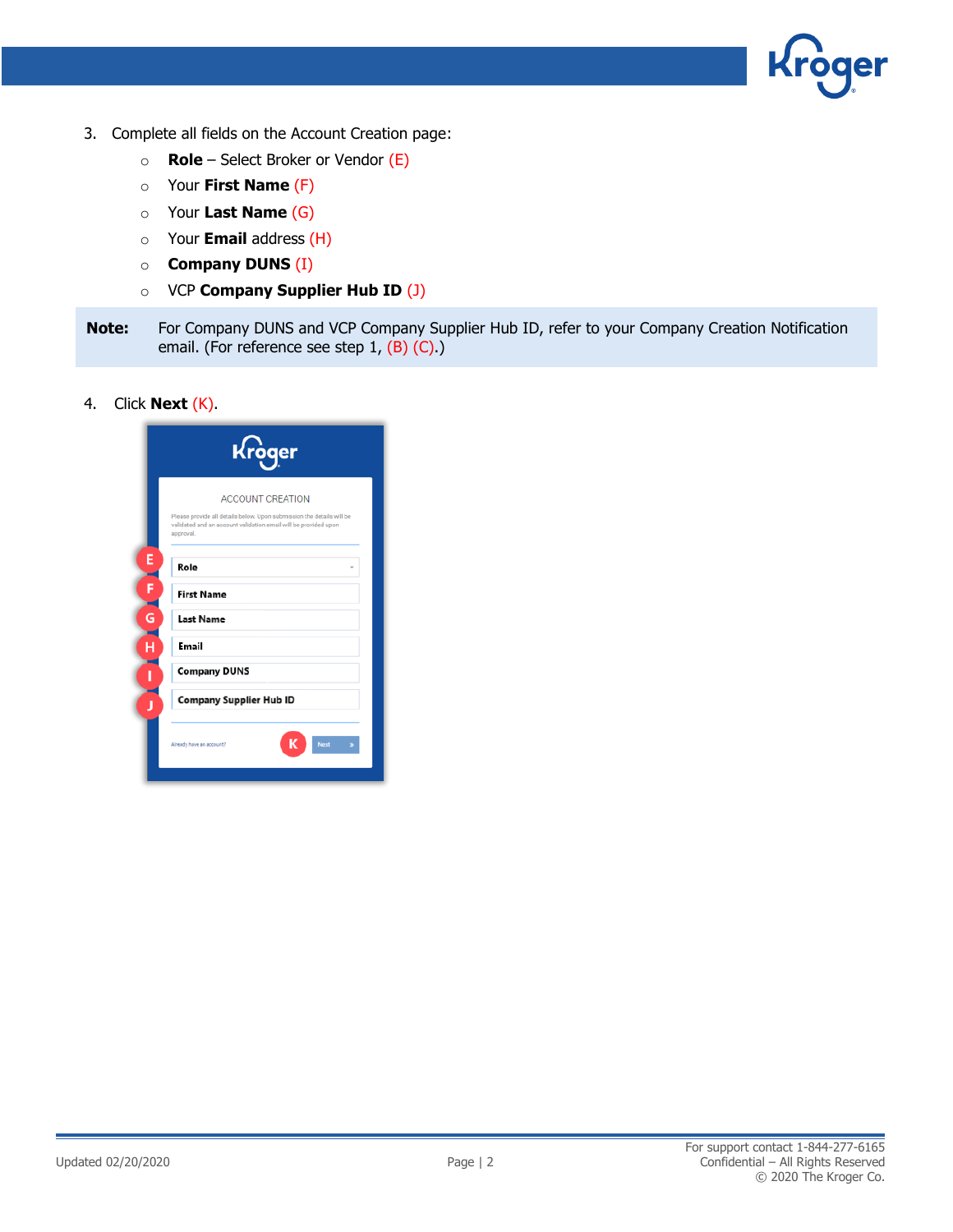3. Complete all fields on the Account Creation page:
   - **Role** – Select Broker or Vendor (E)
   - Your **First Name** (F)
   - Your **Last Name** (G)
   - Your **Email** address (H)
   - **Company DUNS** (I)
   - VCP **Company Supplier Hub ID** (J)

**Note:** For Company DUNS and VCP Company Supplier Hub ID, refer to your Company Creation Notification email. (For reference see step 1, (B) (C).)

4. Click **Next** (K).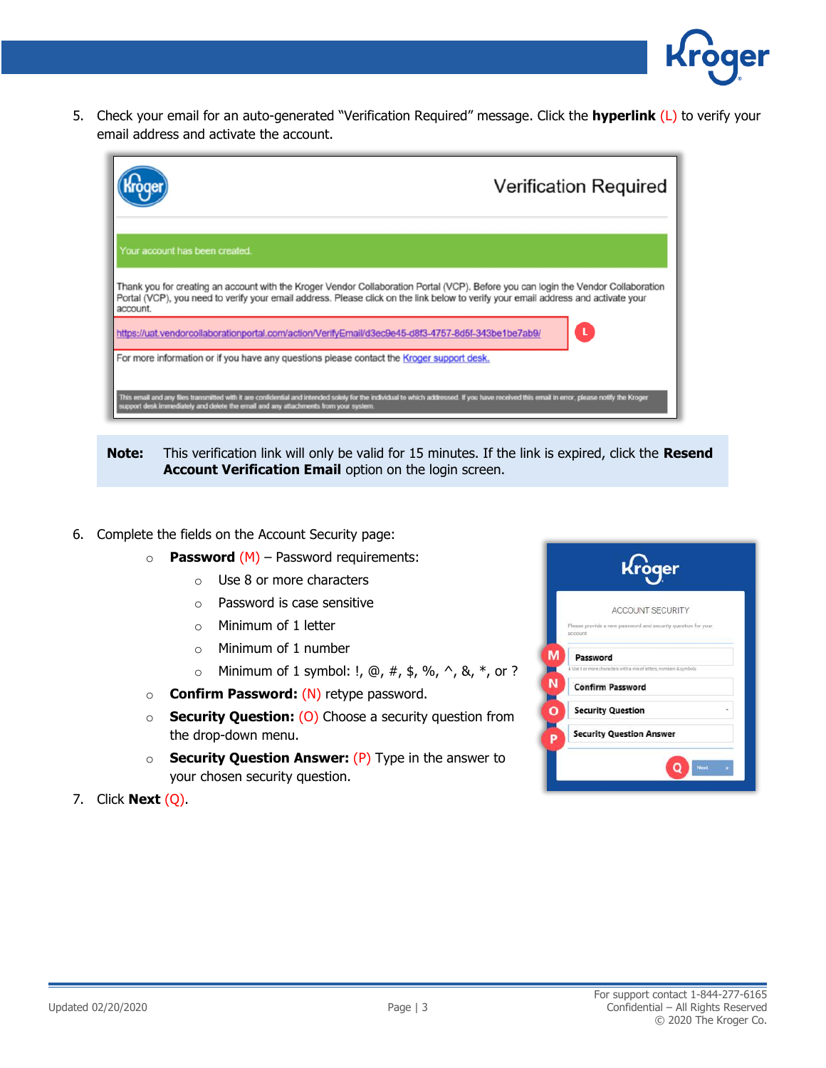5. Check your email for an auto-generated "Verification Required" message. Click the **hyperlink** (L) to verify your email address and activate the account.

**Note:** This verification link will only be valid for 15 minutes. If the link is expired, click the **Resend Account Verification Email** option on the login screen.

6. Complete the fields on the Account Security page:
   - **Password** (M) – Password requirements:
     - Use 8 or more characters
     - Password is case sensitive
     - Minimum of 1 letter
     - Minimum of 1 number
     - Minimum of 1 symbol: !, @, #, $, %, ^, &, *, or ?
   - **Confirm Password:** (N) retype password.
   - **Security Question:** (O) Choose a security question from the drop-down menu.
   - **Security Question Answer:** (P) Type in the answer to your chosen security question.
7. Click **Next** (Q).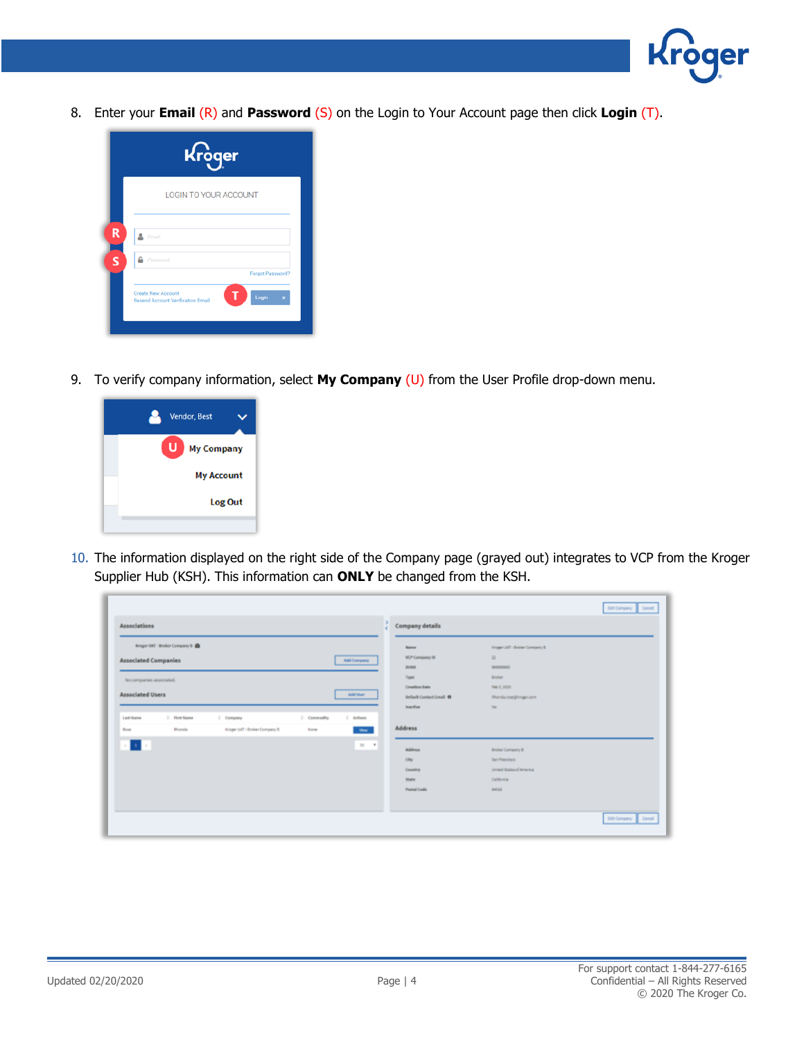8. Enter your **Email** (R) and **Password** (S) on the Login to Your Account page then click **Login** (T).

9. To verify company information, select **My Company** (U) from the User Profile drop-down menu.

10. The information displayed on the right side of the Company page (grayed out) integrates to VCP from the Kroger Supplier Hub (KSH). This information can **ONLY** be changed from the KSH.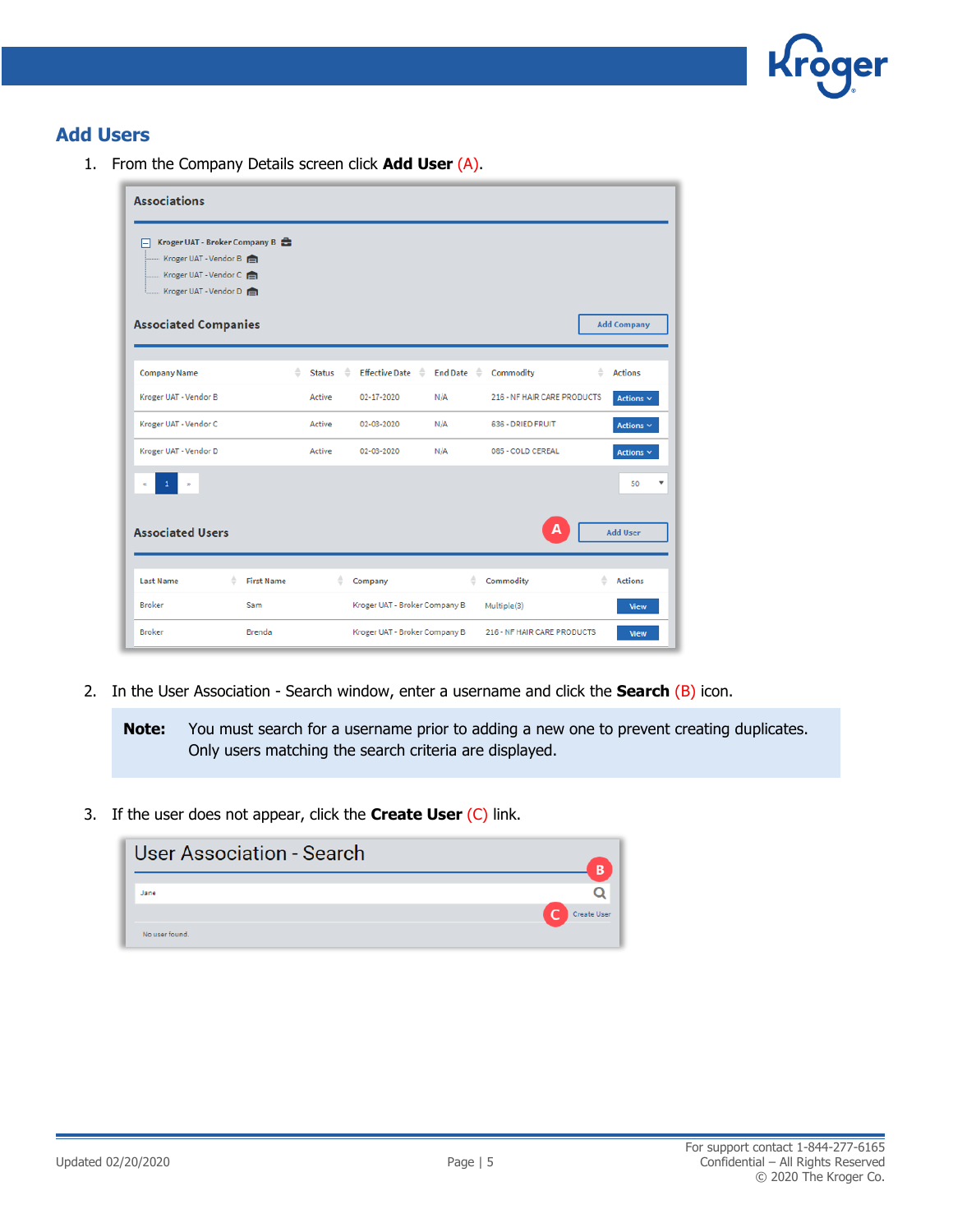## Add Users

1. From the Company Details screen click **Add User** (A).

2. In the User Association - Search window, enter a username and click the **Search** (B) icon.

> **Note:** You must search for a username prior to adding a new one to prevent creating duplicates. Only users matching the search criteria are displayed.

3. If the user does not appear, click the **Create User** (C) link.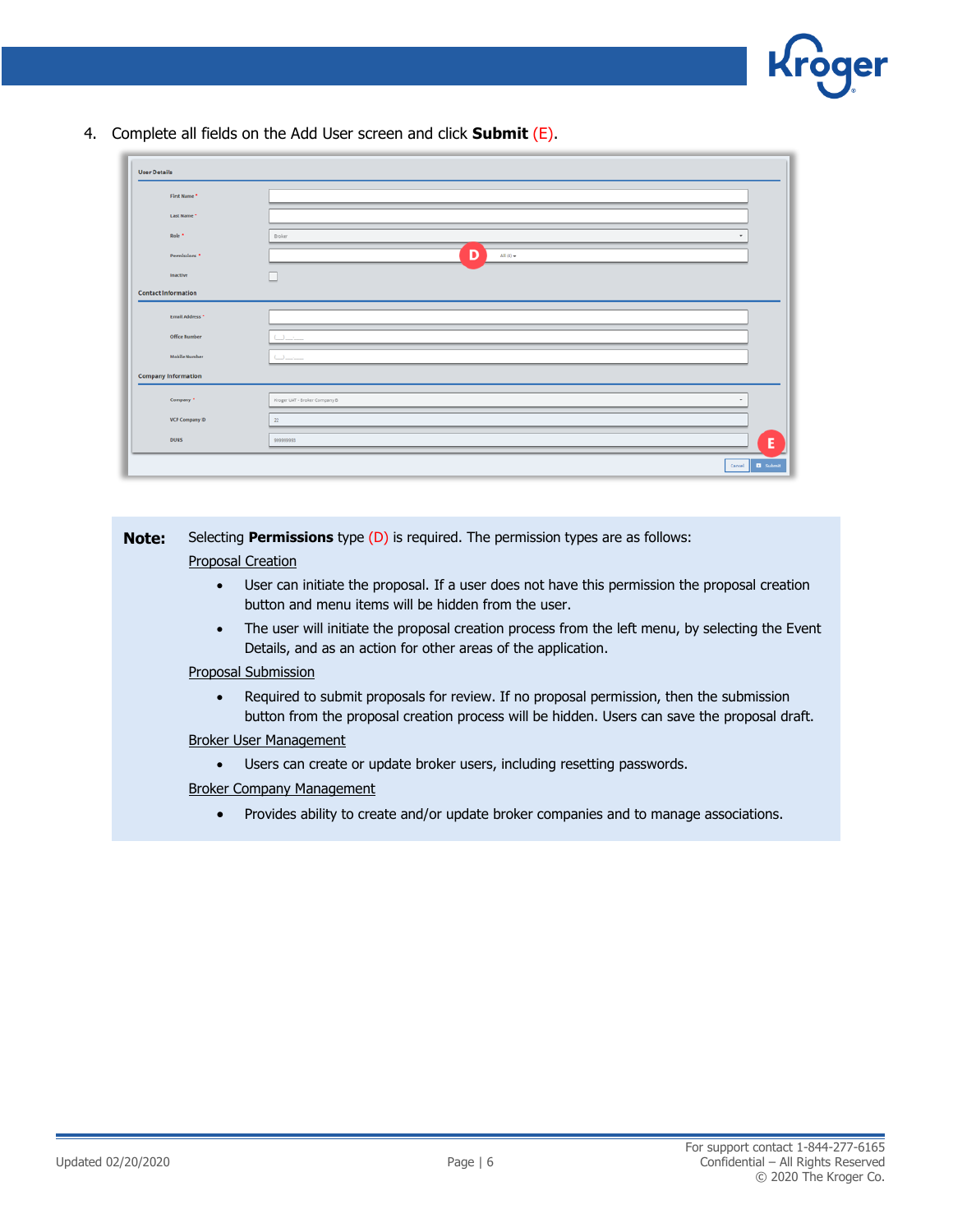4. Complete all fields on the Add User screen and click **Submit** (E).

**Note:** Selecting **Permissions** type (D) is required. The permission types are as follows:

Proposal Creation

- User can initiate the proposal. If a user does not have this permission the proposal creation button and menu items will be hidden from the user.
- The user will initiate the proposal creation process from the left menu, by selecting the Event Details, and as an action for other areas of the application.

Proposal Submission

- Required to submit proposals for review. If no proposal permission, then the submission button from the proposal creation process will be hidden. Users can save the proposal draft.

Broker User Management

- Users can create or update broker users, including resetting passwords.

Broker Company Management

- Provides ability to create and/or update broker companies and to manage associations.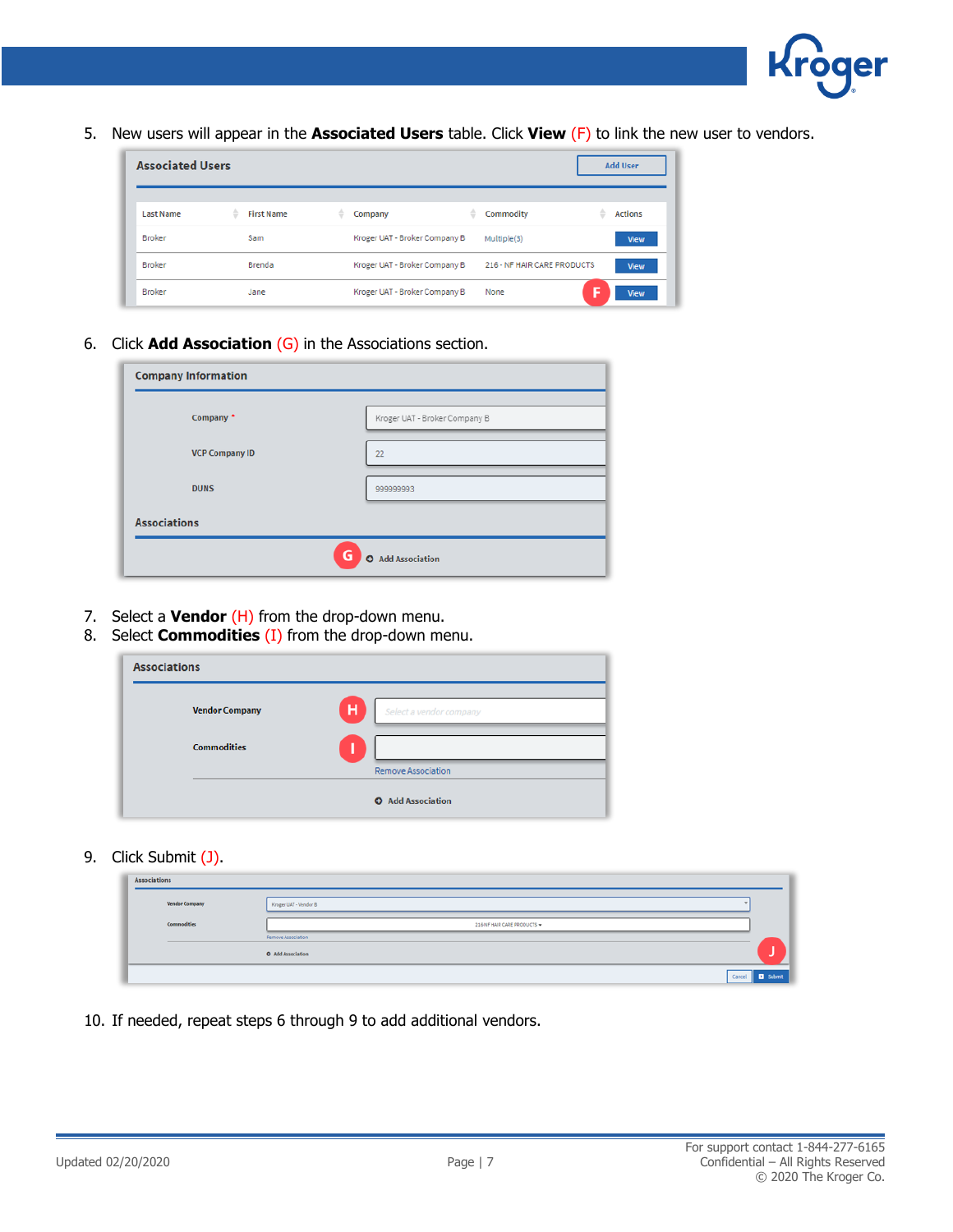5. New users will appear in the **Associated Users** table. Click **View** (F) to link the new user to vendors.

6. Click **Add Association** (G) in the Associations section.

7. Select a **Vendor** (H) from the drop-down menu.
8. Select **Commodities** (I) from the drop-down menu.

9. Click Submit (J).

10. If needed, repeat steps 6 through 9 to add additional vendors.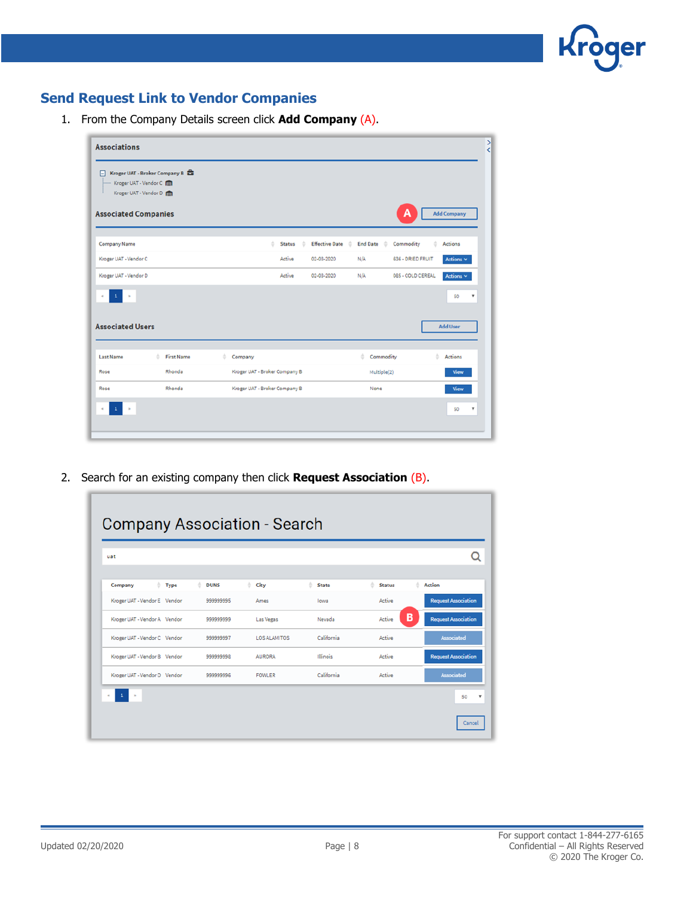## Send Request Link to Vendor Companies

1. From the Company Details screen click **Add Company** (A).

2. Search for an existing company then click **Request Association** (B).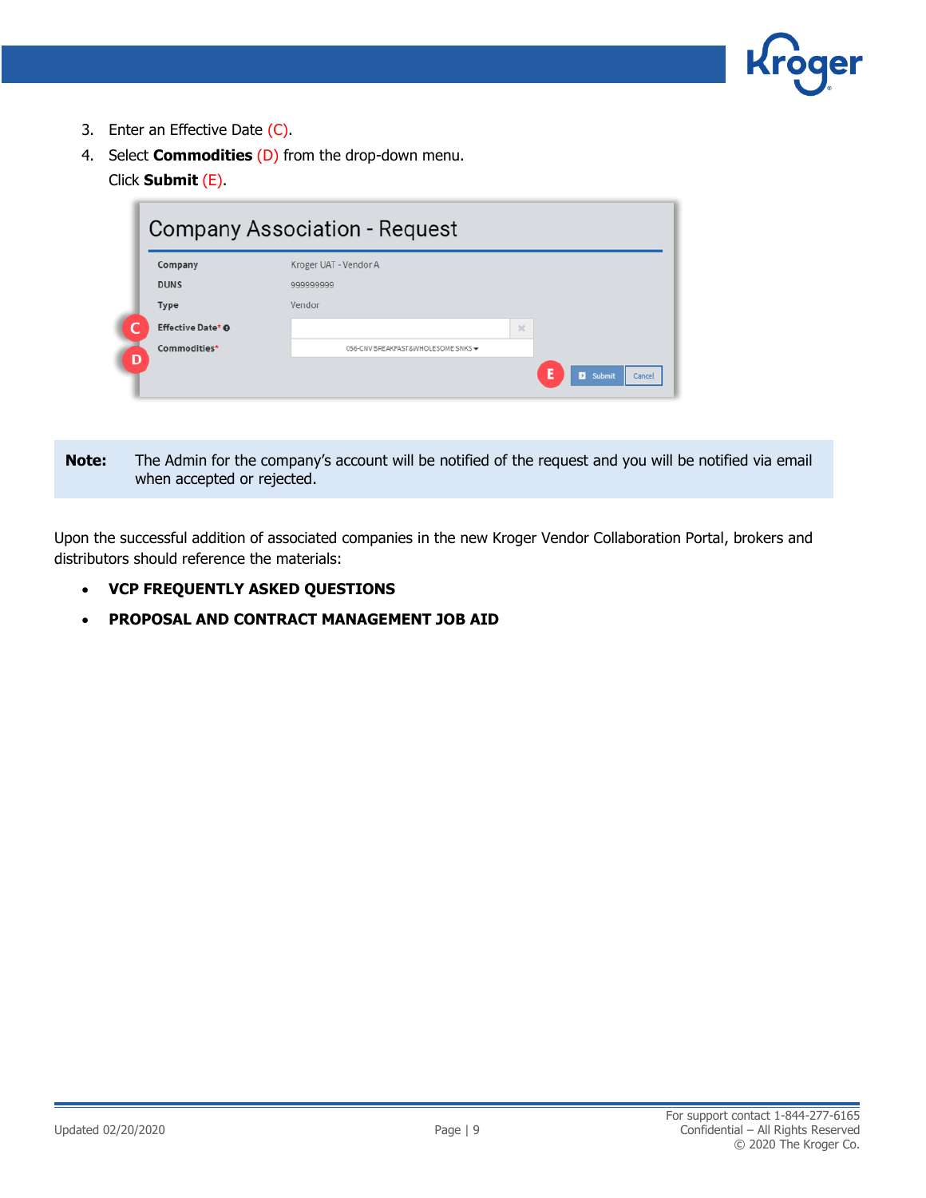3. Enter an Effective Date (C).
4. Select **Commodities** (D) from the drop-down menu.
   Click **Submit** (E).

Company Association - Request

| | |
|---|---|
| Company | Kroger UAT - Vendor A |
| DUNS | 999999999 |
| Type | Vendor |
| Effective Date* | |
| Commodities* | 056-CNV BREAKFAST&WHOLESOME SNKS |

Submit Cancel

**Note:** The Admin for the company's account will be notified of the request and you will be notified via email when accepted or rejected.

Upon the successful addition of associated companies in the new Kroger Vendor Collaboration Portal, brokers and distributors should reference the materials:

- **VCP FREQUENTLY ASKED QUESTIONS**
- **PROPOSAL AND CONTRACT MANAGEMENT JOB AID**